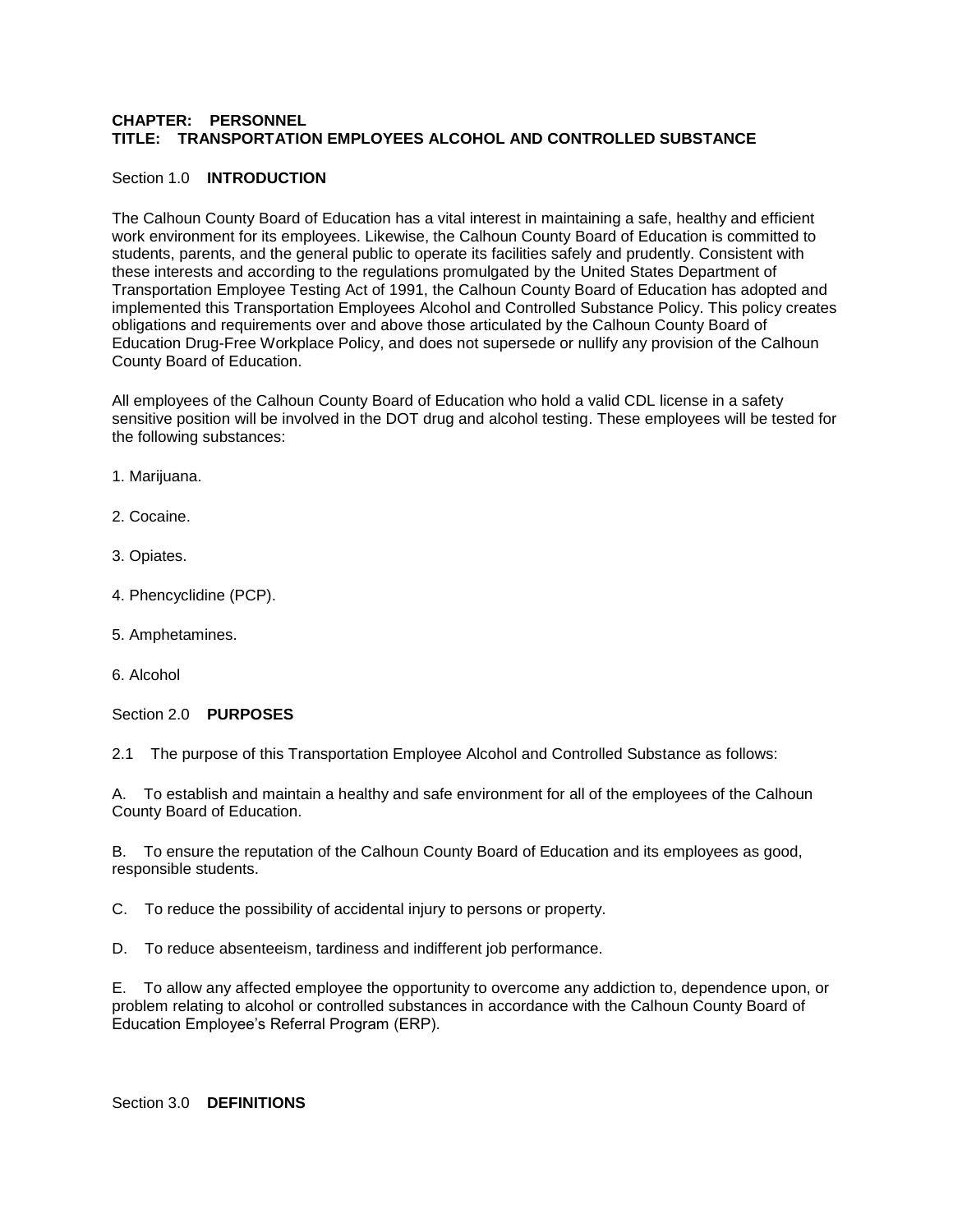**CHAPTER: PERSONNEL**
**TITLE: TRANSPORTATION EMPLOYEES ALCOHOL AND CONTROLLED SUBSTANCE**

## Section 1.0 **INTRODUCTION**

The Calhoun County Board of Education has a vital interest in maintaining a safe, healthy and efficient work environment for its employees. Likewise, the Calhoun County Board of Education is committed to students, parents, and the general public to operate its facilities safely and prudently. Consistent with these interests and according to the regulations promulgated by the United States Department of Transportation Employee Testing Act of 1991, the Calhoun County Board of Education has adopted and implemented this Transportation Employees Alcohol and Controlled Substance Policy. This policy creates obligations and requirements over and above those articulated by the Calhoun County Board of Education Drug-Free Workplace Policy, and does not supersede or nullify any provision of the Calhoun County Board of Education.

All employees of the Calhoun County Board of Education who hold a valid CDL license in a safety sensitive position will be involved in the DOT drug and alcohol testing. These employees will be tested for the following substances:

1. Marijuana.

2. Cocaine.

3. Opiates.

4. Phencyclidine (PCP).

5. Amphetamines.

6. Alcohol

## Section 2.0 **PURPOSES**

2.1 The purpose of this Transportation Employee Alcohol and Controlled Substance as follows:

A. To establish and maintain a healthy and safe environment for all of the employees of the Calhoun County Board of Education.

B. To ensure the reputation of the Calhoun County Board of Education and its employees as good, responsible students.

C. To reduce the possibility of accidental injury to persons or property.

D. To reduce absenteeism, tardiness and indifferent job performance.

E. To allow any affected employee the opportunity to overcome any addiction to, dependence upon, or problem relating to alcohol or controlled substances in accordance with the Calhoun County Board of Education Employee's Referral Program (ERP).

## Section 3.0 **DEFINITIONS**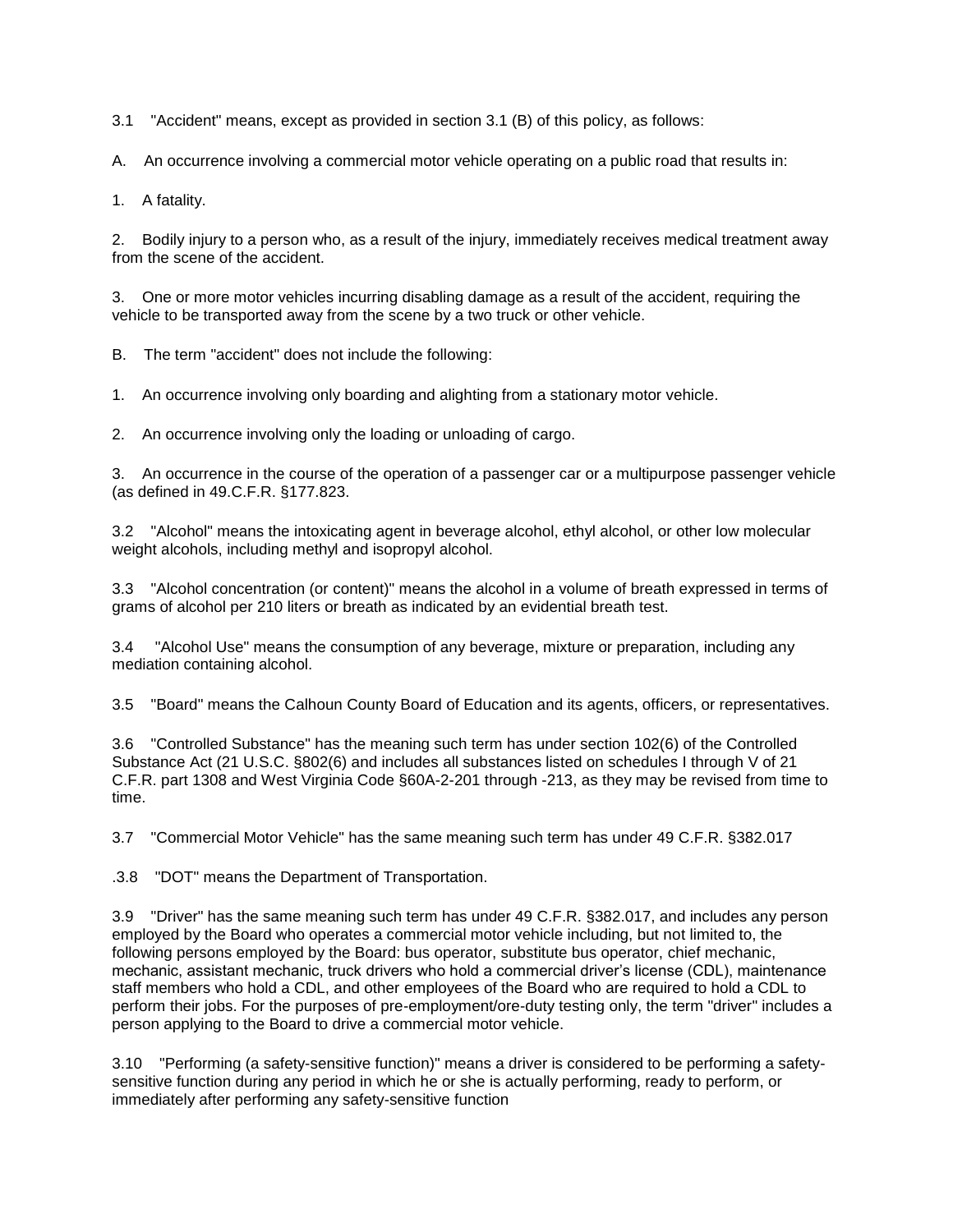3.1 "Accident" means, except as provided in section 3.1 (B) of this policy, as follows:

A. An occurrence involving a commercial motor vehicle operating on a public road that results in:

1. A fatality.

2. Bodily injury to a person who, as a result of the injury, immediately receives medical treatment away from the scene of the accident.

3. One or more motor vehicles incurring disabling damage as a result of the accident, requiring the vehicle to be transported away from the scene by a two truck or other vehicle.

B. The term "accident" does not include the following:

1. An occurrence involving only boarding and alighting from a stationary motor vehicle.

2. An occurrence involving only the loading or unloading of cargo.

3. An occurrence in the course of the operation of a passenger car or a multipurpose passenger vehicle (as defined in 49.C.F.R. §177.823.

3.2 "Alcohol" means the intoxicating agent in beverage alcohol, ethyl alcohol, or other low molecular weight alcohols, including methyl and isopropyl alcohol.

3.3 "Alcohol concentration (or content)" means the alcohol in a volume of breath expressed in terms of grams of alcohol per 210 liters or breath as indicated by an evidential breath test.

3.4 "Alcohol Use" means the consumption of any beverage, mixture or preparation, including any mediation containing alcohol.

3.5 "Board" means the Calhoun County Board of Education and its agents, officers, or representatives.

3.6 "Controlled Substance" has the meaning such term has under section 102(6) of the Controlled Substance Act (21 U.S.C. §802(6) and includes all substances listed on schedules I through V of 21 C.F.R. part 1308 and West Virginia Code §60A-2-201 through -213, as they may be revised from time to time.

3.7 "Commercial Motor Vehicle" has the same meaning such term has under 49 C.F.R. §382.017

.3.8 "DOT" means the Department of Transportation.

3.9 "Driver" has the same meaning such term has under 49 C.F.R. §382.017, and includes any person employed by the Board who operates a commercial motor vehicle including, but not limited to, the following persons employed by the Board: bus operator, substitute bus operator, chief mechanic, mechanic, assistant mechanic, truck drivers who hold a commercial driver's license (CDL), maintenance staff members who hold a CDL, and other employees of the Board who are required to hold a CDL to perform their jobs. For the purposes of pre-employment/ore-duty testing only, the term "driver" includes a person applying to the Board to drive a commercial motor vehicle.

3.10 "Performing (a safety-sensitive function)" means a driver is considered to be performing a safety-sensitive function during any period in which he or she is actually performing, ready to perform, or immediately after performing any safety-sensitive function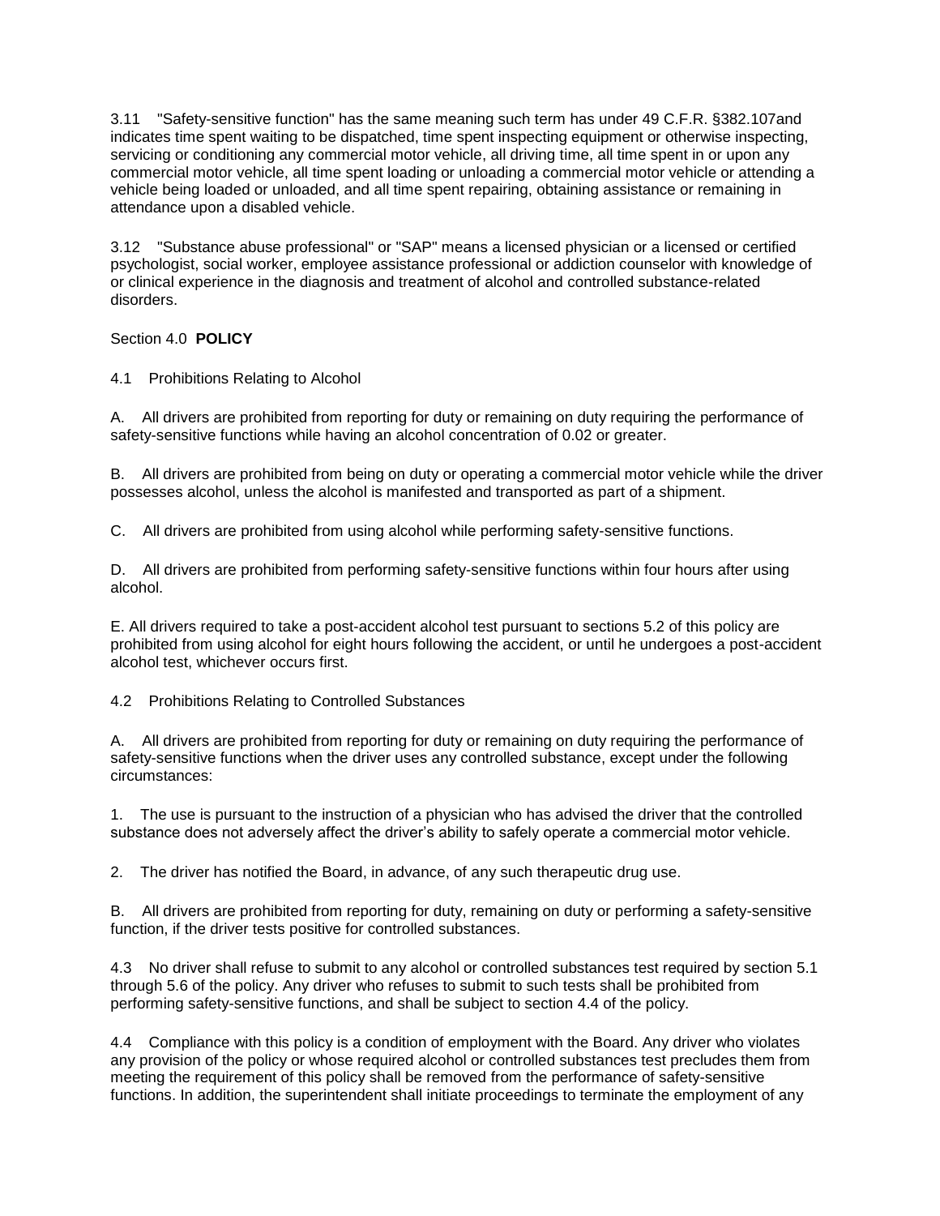3.11 "Safety-sensitive function" has the same meaning such term has under 49 C.F.R. §382.107and indicates time spent waiting to be dispatched, time spent inspecting equipment or otherwise inspecting, servicing or conditioning any commercial motor vehicle, all driving time, all time spent in or upon any commercial motor vehicle, all time spent loading or unloading a commercial motor vehicle or attending a vehicle being loaded or unloaded, and all time spent repairing, obtaining assistance or remaining in attendance upon a disabled vehicle.

3.12 "Substance abuse professional" or "SAP" means a licensed physician or a licensed or certified psychologist, social worker, employee assistance professional or addiction counselor with knowledge of or clinical experience in the diagnosis and treatment of alcohol and controlled substance-related disorders.

Section 4.0 **POLICY**

4.1 Prohibitions Relating to Alcohol

A. All drivers are prohibited from reporting for duty or remaining on duty requiring the performance of safety-sensitive functions while having an alcohol concentration of 0.02 or greater.

B. All drivers are prohibited from being on duty or operating a commercial motor vehicle while the driver possesses alcohol, unless the alcohol is manifested and transported as part of a shipment.

C. All drivers are prohibited from using alcohol while performing safety-sensitive functions.

D. All drivers are prohibited from performing safety-sensitive functions within four hours after using alcohol.

E. All drivers required to take a post-accident alcohol test pursuant to sections 5.2 of this policy are prohibited from using alcohol for eight hours following the accident, or until he undergoes a post-accident alcohol test, whichever occurs first.

4.2 Prohibitions Relating to Controlled Substances

A. All drivers are prohibited from reporting for duty or remaining on duty requiring the performance of safety-sensitive functions when the driver uses any controlled substance, except under the following circumstances:

1. The use is pursuant to the instruction of a physician who has advised the driver that the controlled substance does not adversely affect the driver's ability to safely operate a commercial motor vehicle.

2. The driver has notified the Board, in advance, of any such therapeutic drug use.

B. All drivers are prohibited from reporting for duty, remaining on duty or performing a safety-sensitive function, if the driver tests positive for controlled substances.

4.3 No driver shall refuse to submit to any alcohol or controlled substances test required by section 5.1 through 5.6 of the policy. Any driver who refuses to submit to such tests shall be prohibited from performing safety-sensitive functions, and shall be subject to section 4.4 of the policy.

4.4 Compliance with this policy is a condition of employment with the Board. Any driver who violates any provision of the policy or whose required alcohol or controlled substances test precludes them from meeting the requirement of this policy shall be removed from the performance of safety-sensitive functions. In addition, the superintendent shall initiate proceedings to terminate the employment of any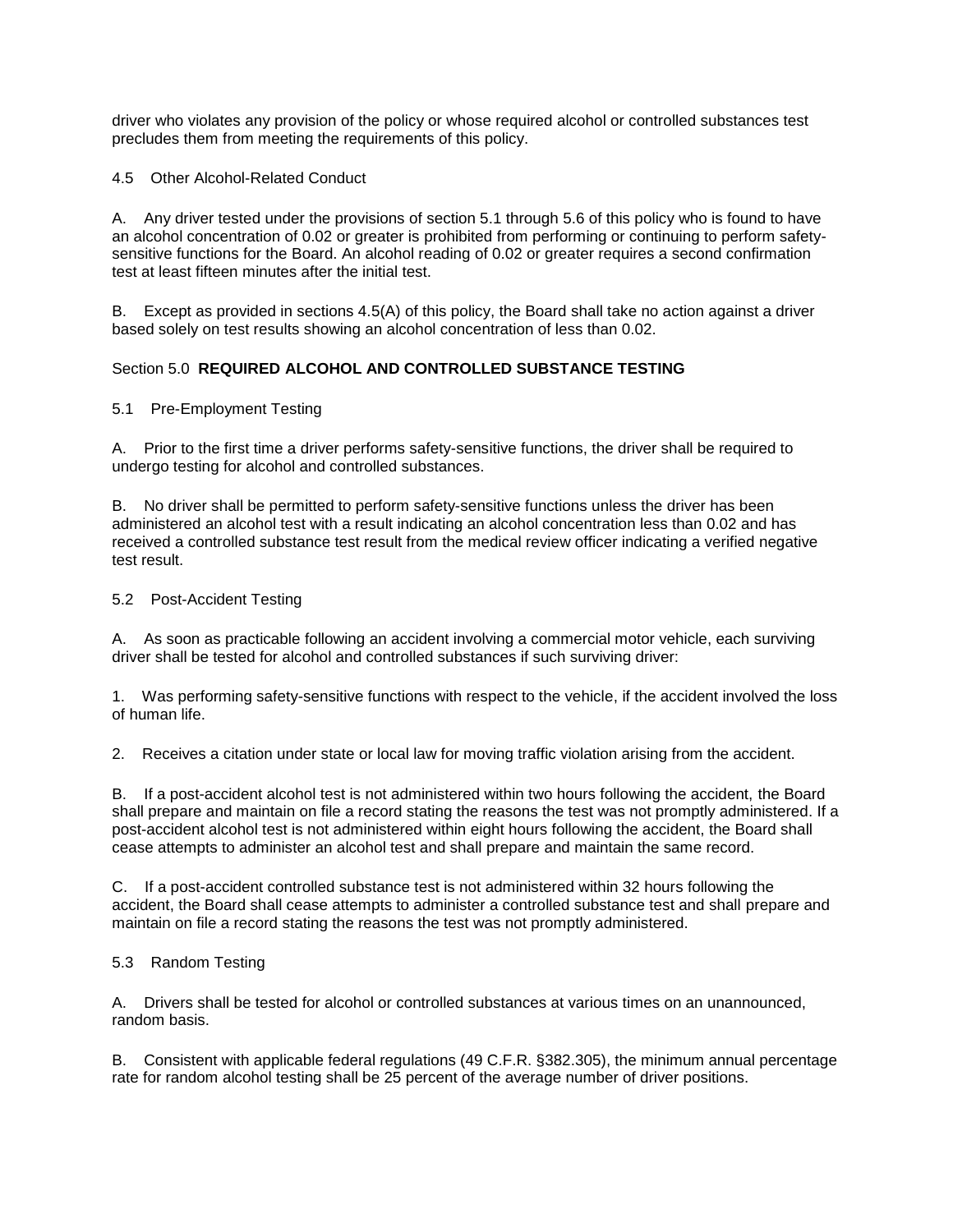driver who violates any provision of the policy or whose required alcohol or controlled substances test precludes them from meeting the requirements of this policy.

4.5 Other Alcohol-Related Conduct

A. Any driver tested under the provisions of section 5.1 through 5.6 of this policy who is found to have an alcohol concentration of 0.02 or greater is prohibited from performing or continuing to perform safety-sensitive functions for the Board. An alcohol reading of 0.02 or greater requires a second confirmation test at least fifteen minutes after the initial test.

B. Except as provided in sections 4.5(A) of this policy, the Board shall take no action against a driver based solely on test results showing an alcohol concentration of less than 0.02.

## Section 5.0 **REQUIRED ALCOHOL AND CONTROLLED SUBSTANCE TESTING**

5.1 Pre-Employment Testing

A. Prior to the first time a driver performs safety-sensitive functions, the driver shall be required to undergo testing for alcohol and controlled substances.

B. No driver shall be permitted to perform safety-sensitive functions unless the driver has been administered an alcohol test with a result indicating an alcohol concentration less than 0.02 and has received a controlled substance test result from the medical review officer indicating a verified negative test result.

5.2 Post-Accident Testing

A. As soon as practicable following an accident involving a commercial motor vehicle, each surviving driver shall be tested for alcohol and controlled substances if such surviving driver:

1. Was performing safety-sensitive functions with respect to the vehicle, if the accident involved the loss of human life.

2. Receives a citation under state or local law for moving traffic violation arising from the accident.

B. If a post-accident alcohol test is not administered within two hours following the accident, the Board shall prepare and maintain on file a record stating the reasons the test was not promptly administered. If a post-accident alcohol test is not administered within eight hours following the accident, the Board shall cease attempts to administer an alcohol test and shall prepare and maintain the same record.

C. If a post-accident controlled substance test is not administered within 32 hours following the accident, the Board shall cease attempts to administer a controlled substance test and shall prepare and maintain on file a record stating the reasons the test was not promptly administered.

5.3 Random Testing

A. Drivers shall be tested for alcohol or controlled substances at various times on an unannounced, random basis.

B. Consistent with applicable federal regulations (49 C.F.R. §382.305), the minimum annual percentage rate for random alcohol testing shall be 25 percent of the average number of driver positions.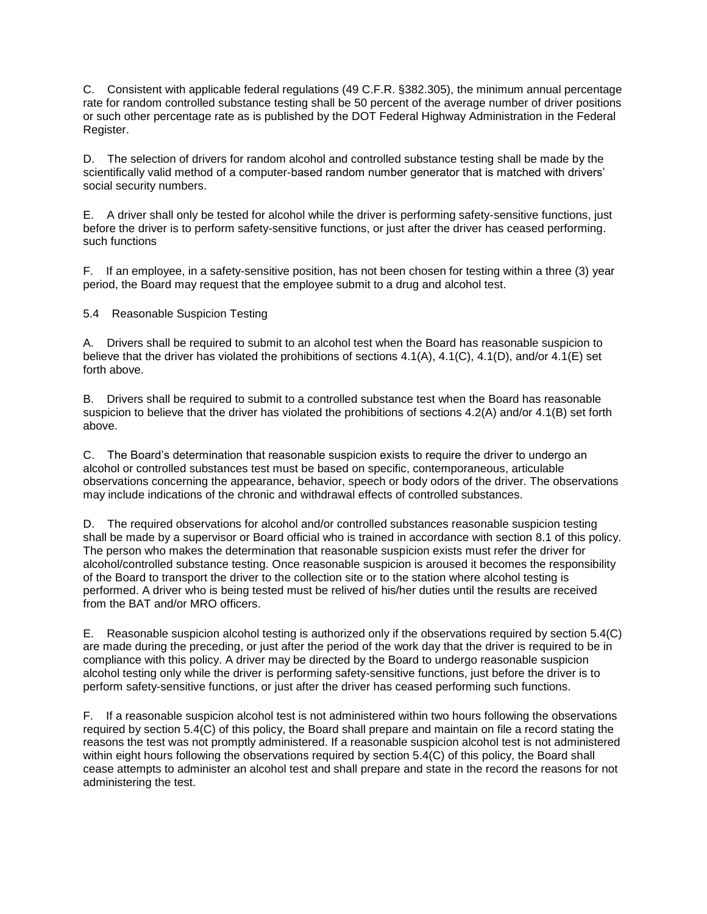C. Consistent with applicable federal regulations (49 C.F.R. §382.305), the minimum annual percentage rate for random controlled substance testing shall be 50 percent of the average number of driver positions or such other percentage rate as is published by the DOT Federal Highway Administration in the Federal Register.

D. The selection of drivers for random alcohol and controlled substance testing shall be made by the scientifically valid method of a computer-based random number generator that is matched with drivers' social security numbers.

E. A driver shall only be tested for alcohol while the driver is performing safety-sensitive functions, just before the driver is to perform safety-sensitive functions, or just after the driver has ceased performing. such functions

F. If an employee, in a safety-sensitive position, has not been chosen for testing within a three (3) year period, the Board may request that the employee submit to a drug and alcohol test.

5.4 Reasonable Suspicion Testing

A. Drivers shall be required to submit to an alcohol test when the Board has reasonable suspicion to believe that the driver has violated the prohibitions of sections 4.1(A), 4.1(C), 4.1(D), and/or 4.1(E) set forth above.

B. Drivers shall be required to submit to a controlled substance test when the Board has reasonable suspicion to believe that the driver has violated the prohibitions of sections 4.2(A) and/or 4.1(B) set forth above.

C. The Board's determination that reasonable suspicion exists to require the driver to undergo an alcohol or controlled substances test must be based on specific, contemporaneous, articulable observations concerning the appearance, behavior, speech or body odors of the driver. The observations may include indications of the chronic and withdrawal effects of controlled substances.

D. The required observations for alcohol and/or controlled substances reasonable suspicion testing shall be made by a supervisor or Board official who is trained in accordance with section 8.1 of this policy. The person who makes the determination that reasonable suspicion exists must refer the driver for alcohol/controlled substance testing. Once reasonable suspicion is aroused it becomes the responsibility of the Board to transport the driver to the collection site or to the station where alcohol testing is performed. A driver who is being tested must be relived of his/her duties until the results are received from the BAT and/or MRO officers.

E. Reasonable suspicion alcohol testing is authorized only if the observations required by section 5.4(C) are made during the preceding, or just after the period of the work day that the driver is required to be in compliance with this policy. A driver may be directed by the Board to undergo reasonable suspicion alcohol testing only while the driver is performing safety-sensitive functions, just before the driver is to perform safety-sensitive functions, or just after the driver has ceased performing such functions.

F. If a reasonable suspicion alcohol test is not administered within two hours following the observations required by section 5.4(C) of this policy, the Board shall prepare and maintain on file a record stating the reasons the test was not promptly administered. If a reasonable suspicion alcohol test is not administered within eight hours following the observations required by section 5.4(C) of this policy, the Board shall cease attempts to administer an alcohol test and shall prepare and state in the record the reasons for not administering the test.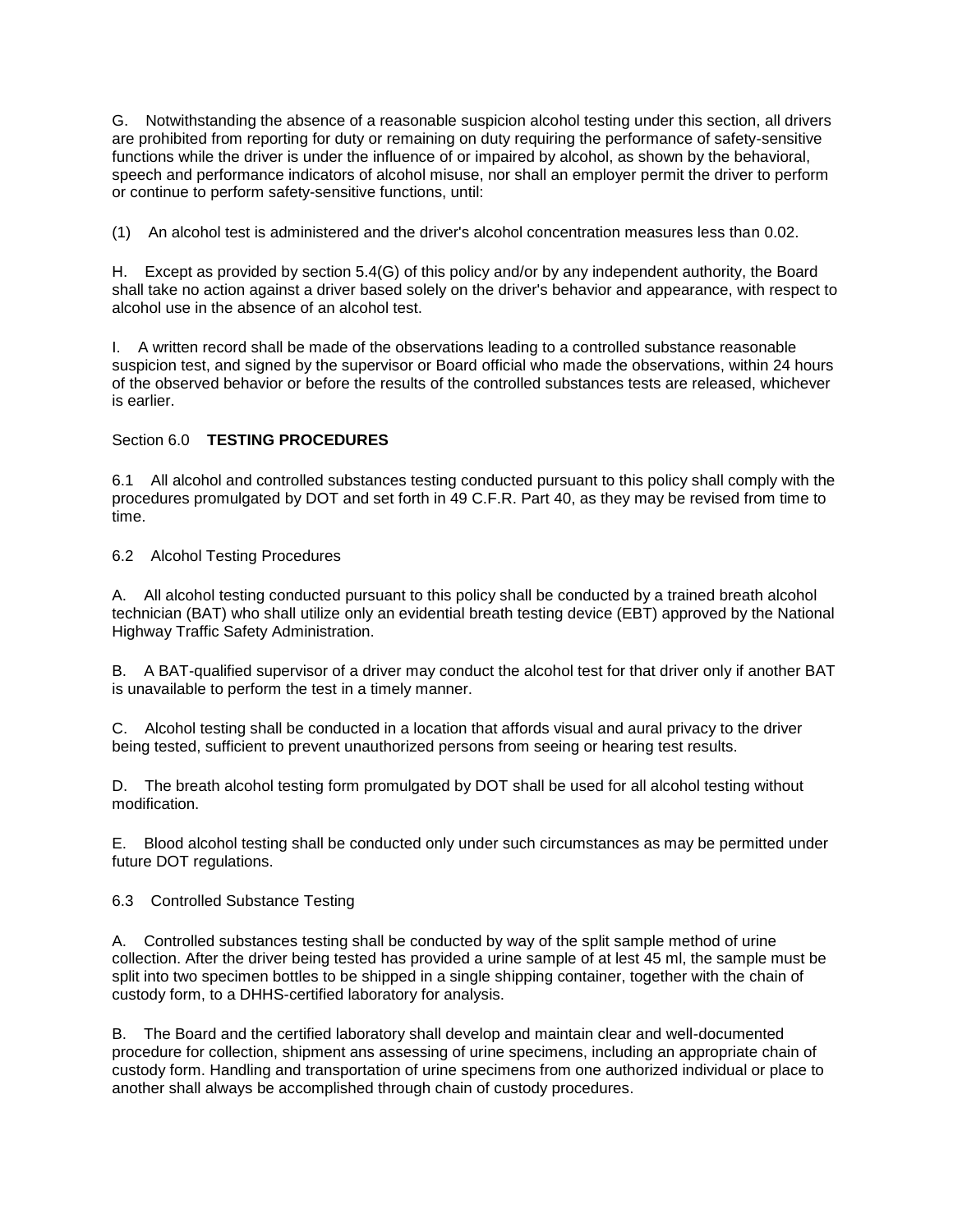G. Notwithstanding the absence of a reasonable suspicion alcohol testing under this section, all drivers are prohibited from reporting for duty or remaining on duty requiring the performance of safety-sensitive functions while the driver is under the influence of or impaired by alcohol, as shown by the behavioral, speech and performance indicators of alcohol misuse, nor shall an employer permit the driver to perform or continue to perform safety-sensitive functions, until:

(1) An alcohol test is administered and the driver's alcohol concentration measures less than 0.02.

H. Except as provided by section 5.4(G) of this policy and/or by any independent authority, the Board shall take no action against a driver based solely on the driver's behavior and appearance, with respect to alcohol use in the absence of an alcohol test.

I. A written record shall be made of the observations leading to a controlled substance reasonable suspicion test, and signed by the supervisor or Board official who made the observations, within 24 hours of the observed behavior or before the results of the controlled substances tests are released, whichever is earlier.

Section 6.0 **TESTING PROCEDURES**

6.1 All alcohol and controlled substances testing conducted pursuant to this policy shall comply with the procedures promulgated by DOT and set forth in 49 C.F.R. Part 40, as they may be revised from time to time.

6.2 Alcohol Testing Procedures

A. All alcohol testing conducted pursuant to this policy shall be conducted by a trained breath alcohol technician (BAT) who shall utilize only an evidential breath testing device (EBT) approved by the National Highway Traffic Safety Administration.

B. A BAT-qualified supervisor of a driver may conduct the alcohol test for that driver only if another BAT is unavailable to perform the test in a timely manner.

C. Alcohol testing shall be conducted in a location that affords visual and aural privacy to the driver being tested, sufficient to prevent unauthorized persons from seeing or hearing test results.

D. The breath alcohol testing form promulgated by DOT shall be used for all alcohol testing without modification.

E. Blood alcohol testing shall be conducted only under such circumstances as may be permitted under future DOT regulations.

6.3 Controlled Substance Testing

A. Controlled substances testing shall be conducted by way of the split sample method of urine collection. After the driver being tested has provided a urine sample of at lest 45 ml, the sample must be split into two specimen bottles to be shipped in a single shipping container, together with the chain of custody form, to a DHHS-certified laboratory for analysis.

B. The Board and the certified laboratory shall develop and maintain clear and well-documented procedure for collection, shipment ans assessing of urine specimens, including an appropriate chain of custody form. Handling and transportation of urine specimens from one authorized individual or place to another shall always be accomplished through chain of custody procedures.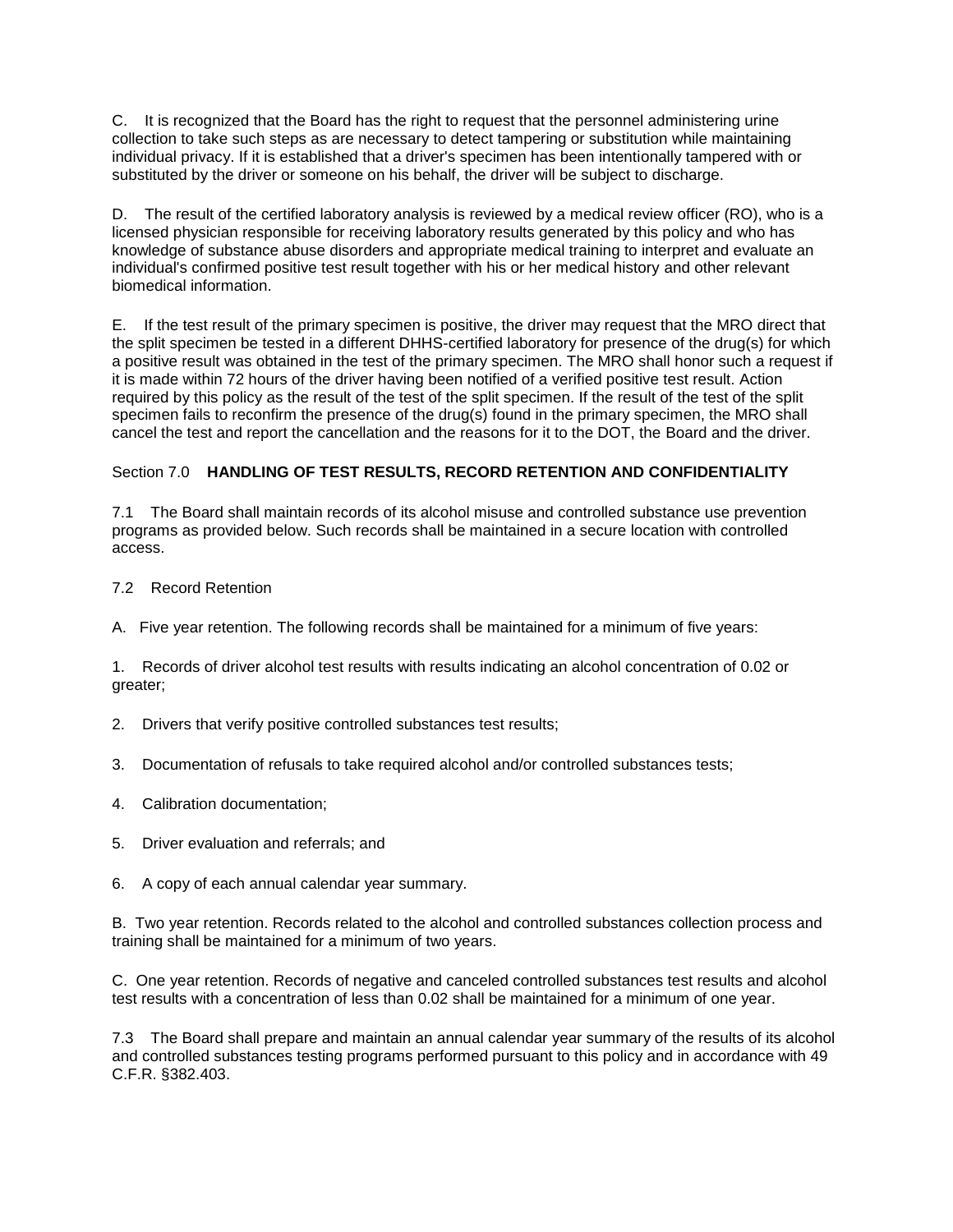C. It is recognized that the Board has the right to request that the personnel administering urine collection to take such steps as are necessary to detect tampering or substitution while maintaining individual privacy. If it is established that a driver's specimen has been intentionally tampered with or substituted by the driver or someone on his behalf, the driver will be subject to discharge.

D. The result of the certified laboratory analysis is reviewed by a medical review officer (RO), who is a licensed physician responsible for receiving laboratory results generated by this policy and who has knowledge of substance abuse disorders and appropriate medical training to interpret and evaluate an individual's confirmed positive test result together with his or her medical history and other relevant biomedical information.

E. If the test result of the primary specimen is positive, the driver may request that the MRO direct that the split specimen be tested in a different DHHS-certified laboratory for presence of the drug(s) for which a positive result was obtained in the test of the primary specimen. The MRO shall honor such a request if it is made within 72 hours of the driver having been notified of a verified positive test result. Action required by this policy as the result of the test of the split specimen. If the result of the test of the split specimen fails to reconfirm the presence of the drug(s) found in the primary specimen, the MRO shall cancel the test and report the cancellation and the reasons for it to the DOT, the Board and the driver.

## Section 7.0 **HANDLING OF TEST RESULTS, RECORD RETENTION AND CONFIDENTIALITY**

7.1 The Board shall maintain records of its alcohol misuse and controlled substance use prevention programs as provided below. Such records shall be maintained in a secure location with controlled access.

7.2 Record Retention

A. Five year retention. The following records shall be maintained for a minimum of five years:

1. Records of driver alcohol test results with results indicating an alcohol concentration of 0.02 or greater;

2. Drivers that verify positive controlled substances test results;

3. Documentation of refusals to take required alcohol and/or controlled substances tests;

4. Calibration documentation;

5. Driver evaluation and referrals; and

6. A copy of each annual calendar year summary.

B. Two year retention. Records related to the alcohol and controlled substances collection process and training shall be maintained for a minimum of two years.

C. One year retention. Records of negative and canceled controlled substances test results and alcohol test results with a concentration of less than 0.02 shall be maintained for a minimum of one year.

7.3 The Board shall prepare and maintain an annual calendar year summary of the results of its alcohol and controlled substances testing programs performed pursuant to this policy and in accordance with 49 C.F.R. §382.403.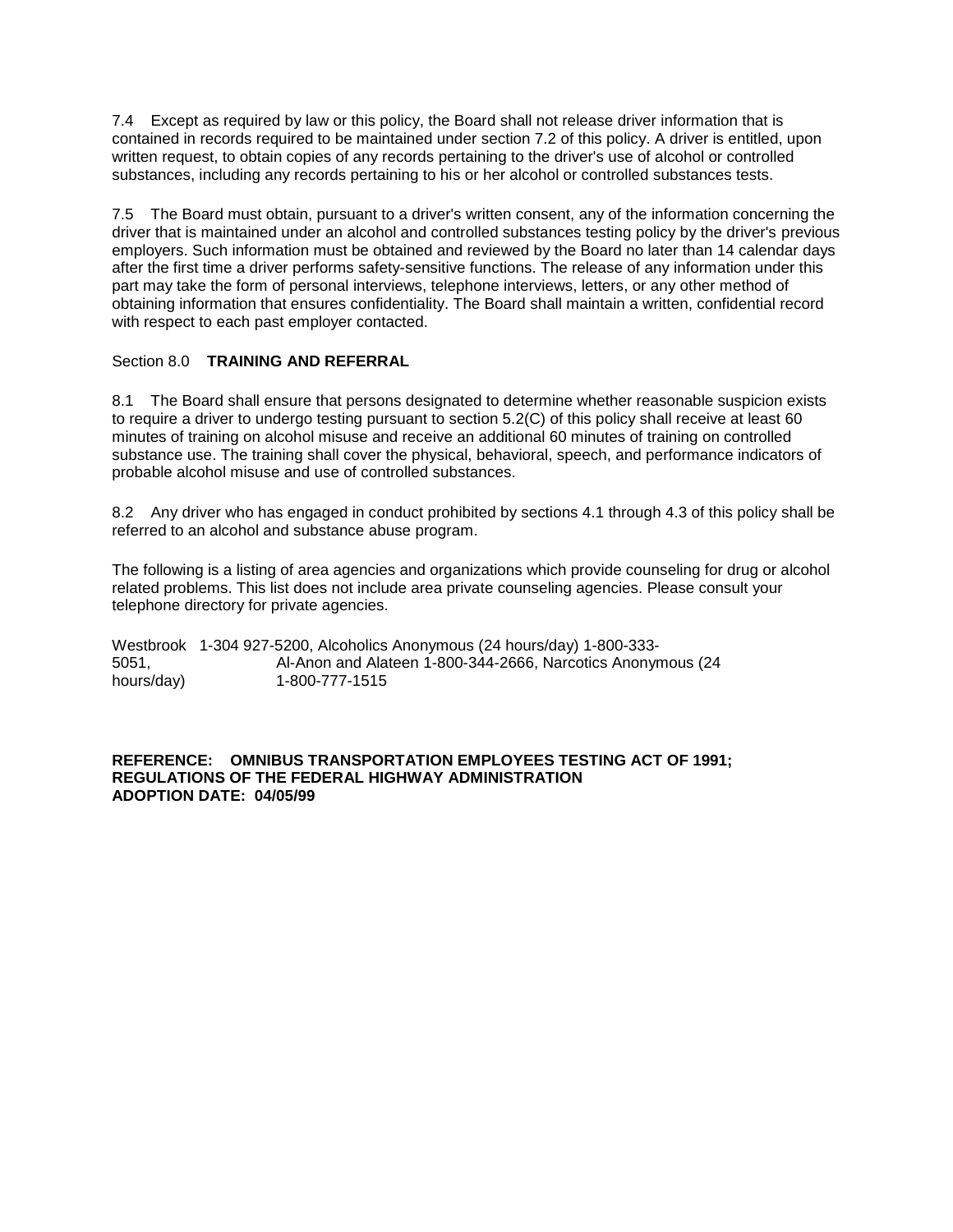7.4 Except as required by law or this policy, the Board shall not release driver information that is contained in records required to be maintained under section 7.2 of this policy. A driver is entitled, upon written request, to obtain copies of any records pertaining to the driver's use of alcohol or controlled substances, including any records pertaining to his or her alcohol or controlled substances tests.

7.5 The Board must obtain, pursuant to a driver's written consent, any of the information concerning the driver that is maintained under an alcohol and controlled substances testing policy by the driver's previous employers. Such information must be obtained and reviewed by the Board no later than 14 calendar days after the first time a driver performs safety-sensitive functions. The release of any information under this part may take the form of personal interviews, telephone interviews, letters, or any other method of obtaining information that ensures confidentiality. The Board shall maintain a written, confidential record with respect to each past employer contacted.

Section 8.0 **TRAINING AND REFERRAL**

8.1 The Board shall ensure that persons designated to determine whether reasonable suspicion exists to require a driver to undergo testing pursuant to section 5.2(C) of this policy shall receive at least 60 minutes of training on alcohol misuse and receive an additional 60 minutes of training on controlled substance use. The training shall cover the physical, behavioral, speech, and performance indicators of probable alcohol misuse and use of controlled substances.

8.2 Any driver who has engaged in conduct prohibited by sections 4.1 through 4.3 of this policy shall be referred to an alcohol and substance abuse program.

The following is a listing of area agencies and organizations which provide counseling for drug or alcohol related problems. This list does not include area private counseling agencies. Please consult your telephone directory for private agencies.

Westbrook 1-304 927-5200, Alcoholics Anonymous (24 hours/day) 1-800-333-5051, Al-Anon and Alateen 1-800-344-2666, Narcotics Anonymous (24 hours/day) 1-800-777-1515

**REFERENCE: OMNIBUS TRANSPORTATION EMPLOYEES TESTING ACT OF 1991; REGULATIONS OF THE FEDERAL HIGHWAY ADMINISTRATION**
**ADOPTION DATE: 04/05/99**